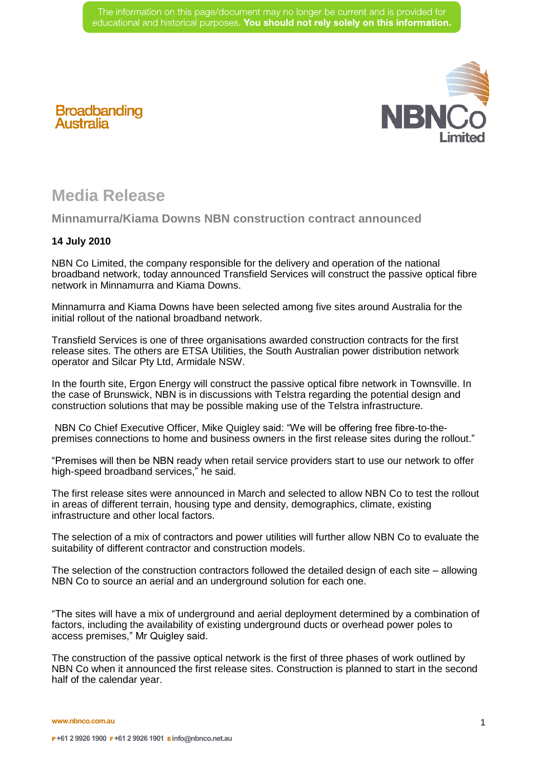The information on this page/document may no longer be current and is provided for educational and historical purposes. **You should not rely solely on this information.**

Broadbanding Australia

NBNCo Limited

# Media Release

## Minnamurra/Kiama Downs NBN construction contract announced

**14 July 2010**

NBN Co Limited, the company responsible for the delivery and operation of the national broadband network, today announced Transfield Services will construct the passive optical fibre network in Minnamurra and Kiama Downs.

Minnamurra and Kiama Downs have been selected among five sites around Australia for the initial rollout of the national broadband network.

Transfield Services is one of three organisations awarded construction contracts for the first release sites. The others are ETSA Utilities, the South Australian power distribution network operator and Silcar Pty Ltd, Armidale NSW.

In the fourth site, Ergon Energy will construct the passive optical fibre network in Townsville. In the case of Brunswick, NBN is in discussions with Telstra regarding the potential design and construction solutions that may be possible making use of the Telstra infrastructure.

NBN Co Chief Executive Officer, Mike Quigley said: "We will be offering free fibre-to-the-premises connections to home and business owners in the first release sites during the rollout."

"Premises will then be NBN ready when retail service providers start to use our network to offer high-speed broadband services," he said.

The first release sites were announced in March and selected to allow NBN Co to test the rollout in areas of different terrain, housing type and density, demographics, climate, existing infrastructure and other local factors.

The selection of a mix of contractors and power utilities will further allow NBN Co to evaluate the suitability of different contractor and construction models.

The selection of the construction contractors followed the detailed design of each site – allowing NBN Co to source an aerial and an underground solution for each one.

"The sites will have a mix of underground and aerial deployment determined by a combination of factors, including the availability of existing underground ducts or overhead power poles to access premises," Mr Quigley said.

The construction of the passive optical network is the first of three phases of work outlined by NBN Co when it announced the first release sites. Construction is planned to start in the second half of the calendar year.

www.nbnco.com.au

P +61 2 9926 1900 F +61 2 9926 1901 E info@nbnco.net.au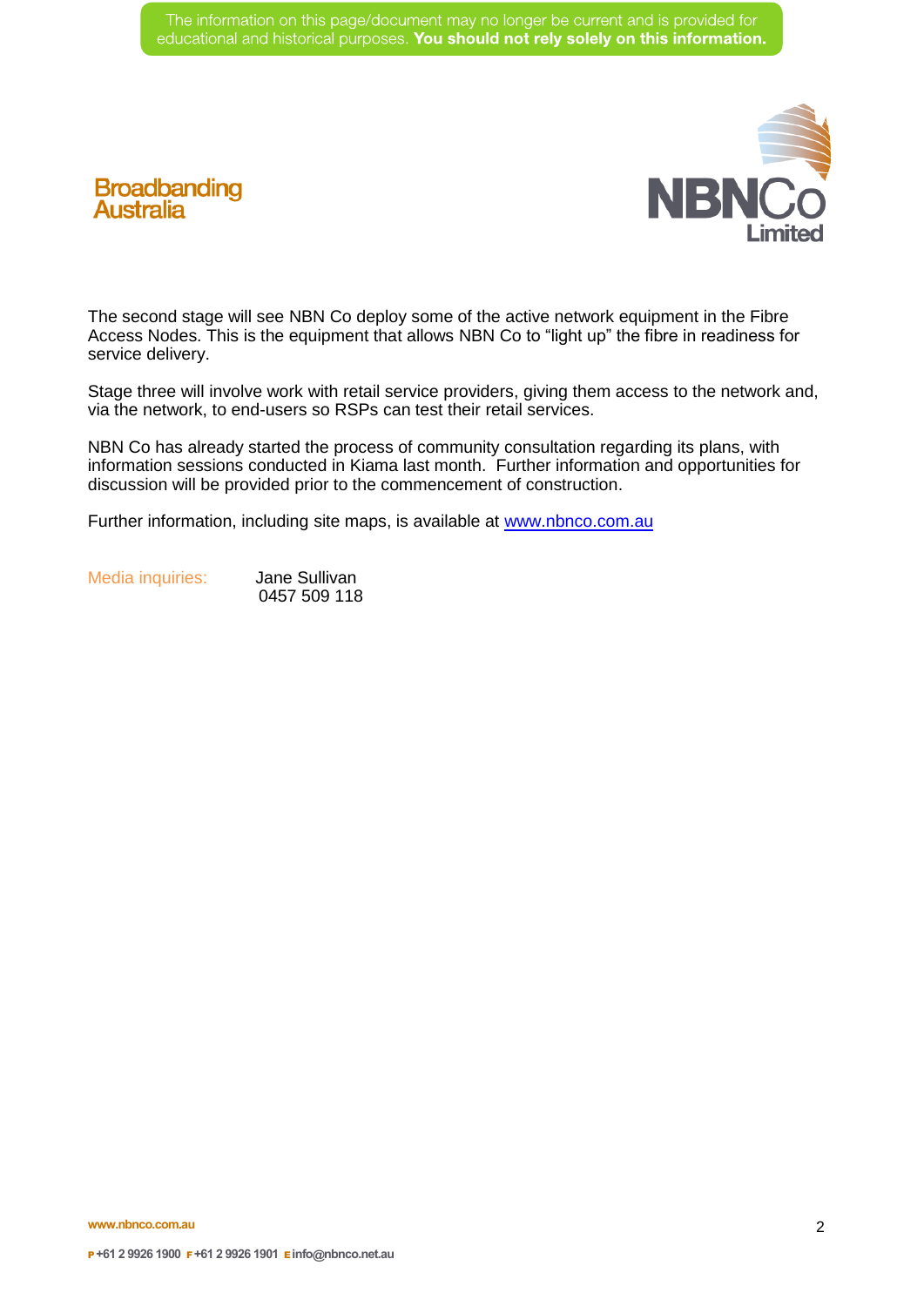The second stage will see NBN Co deploy some of the active network equipment in the Fibre Access Nodes. This is the equipment that allows NBN Co to "light up" the fibre in readiness for service delivery.

Stage three will involve work with retail service providers, giving them access to the network and, via the network, to end-users so RSPs can test their retail services.

NBN Co has already started the process of community consultation regarding its plans, with information sessions conducted in Kiama last month. Further information and opportunities for discussion will be provided prior to the commencement of construction.

Further information, including site maps, is available at [www.nbnco.com.au](http://www.nbnco.com.au)

Media inquiries: Jane Sullivan
0457 509 118